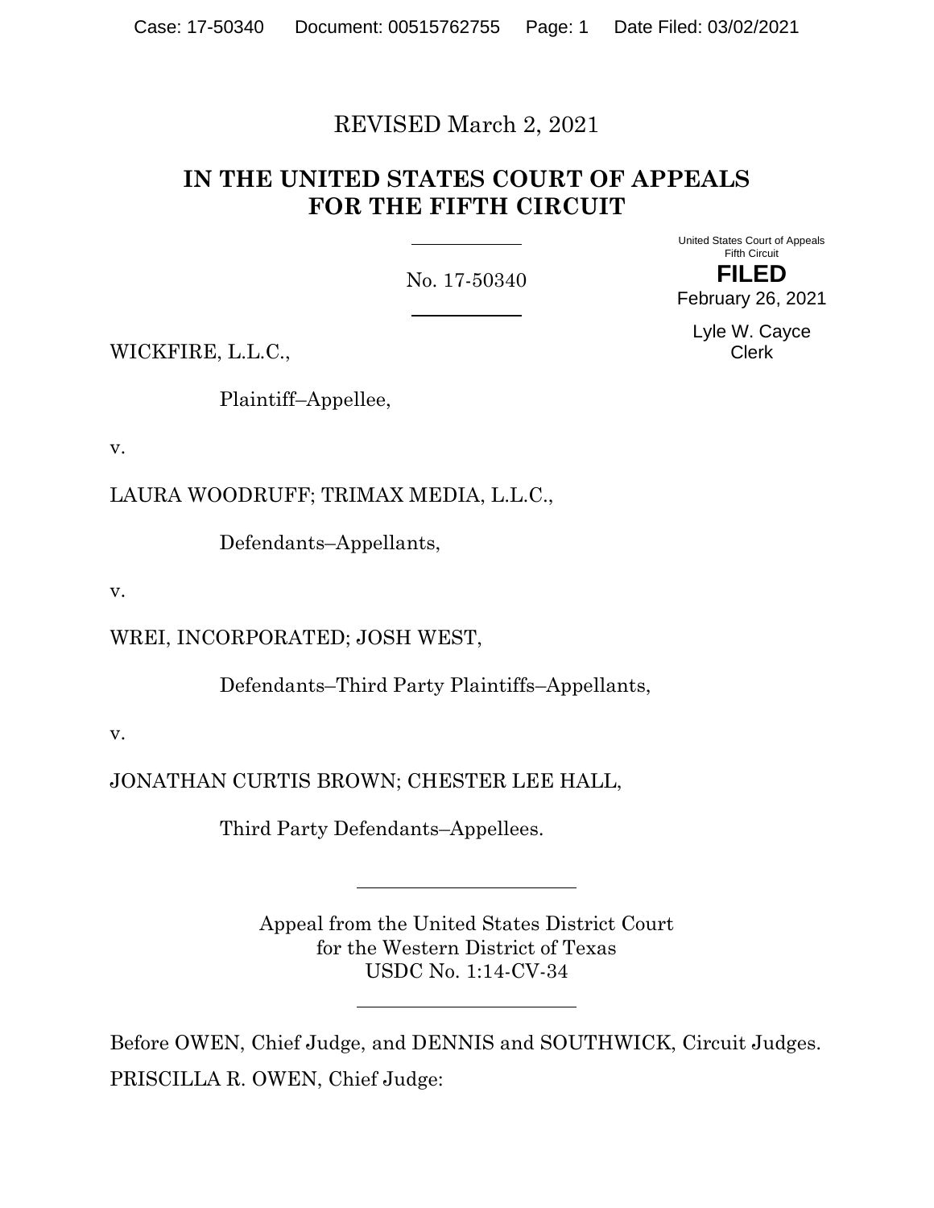REVISED March 2, 2021

# IN THE UNITED STATES COURT OF APPEALS FOR THE FIFTH CIRCUIT

No. 17-50340

United States Court of Appeals
Fifth Circuit

**FILED**

February 26, 2021

Lyle W. Cayce
Clerk

WICKFIRE, L.L.C.,

Plaintiff–Appellee,

v.

LAURA WOODRUFF; TRIMAX MEDIA, L.L.C.,

Defendants–Appellants,

v.

WREI, INCORPORATED; JOSH WEST,

Defendants–Third Party Plaintiffs–Appellants,

v.

JONATHAN CURTIS BROWN; CHESTER LEE HALL,

Third Party Defendants–Appellees.

Appeal from the United States District Court
for the Western District of Texas
USDC No. 1:14-CV-34

Before OWEN, Chief Judge, and DENNIS and SOUTHWICK, Circuit Judges.

PRISCILLA R. OWEN, Chief Judge: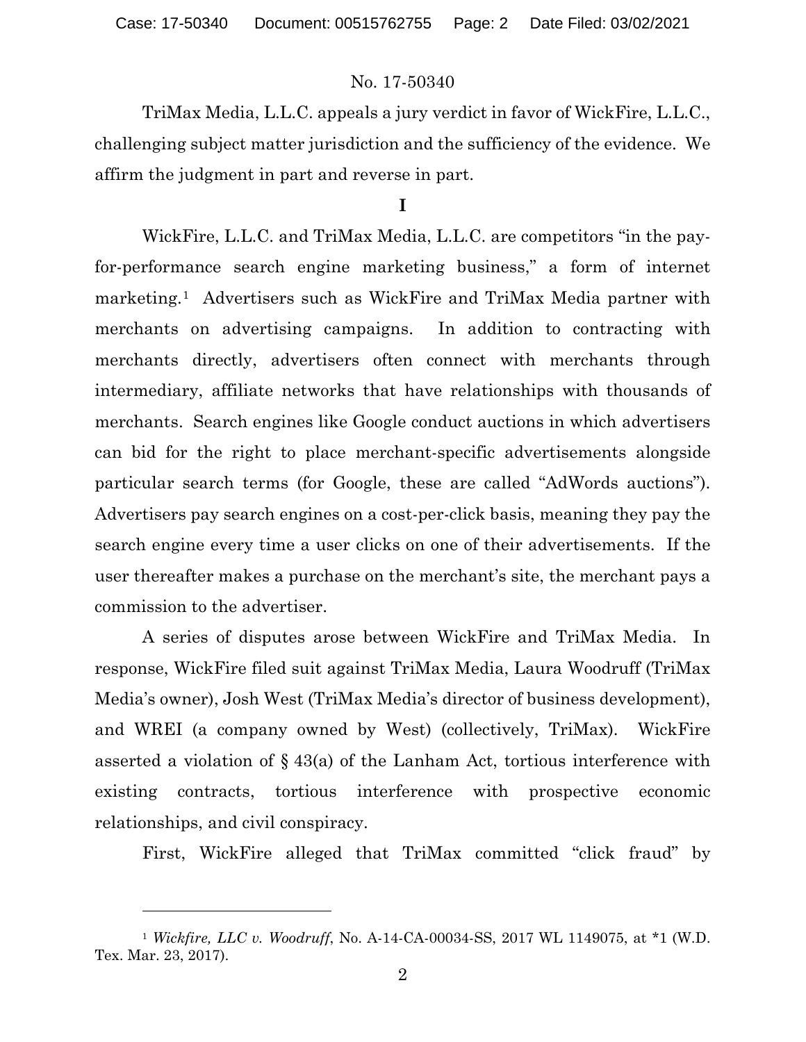No. 17-50340

TriMax Media, L.L.C. appeals a jury verdict in favor of WickFire, L.L.C., challenging subject matter jurisdiction and the sufficiency of the evidence. We affirm the judgment in part and reverse in part.

**I**

WickFire, L.L.C. and TriMax Media, L.L.C. are competitors "in the pay-for-performance search engine marketing business," a form of internet marketing.[1] Advertisers such as WickFire and TriMax Media partner with merchants on advertising campaigns. In addition to contracting with merchants directly, advertisers often connect with merchants through intermediary, affiliate networks that have relationships with thousands of merchants. Search engines like Google conduct auctions in which advertisers can bid for the right to place merchant-specific advertisements alongside particular search terms (for Google, these are called "AdWords auctions"). Advertisers pay search engines on a cost-per-click basis, meaning they pay the search engine every time a user clicks on one of their advertisements. If the user thereafter makes a purchase on the merchant's site, the merchant pays a commission to the advertiser.

A series of disputes arose between WickFire and TriMax Media. In response, WickFire filed suit against TriMax Media, Laura Woodruff (TriMax Media's owner), Josh West (TriMax Media's director of business development), and WREI (a company owned by West) (collectively, TriMax). WickFire asserted a violation of § 43(a) of the Lanham Act, tortious interference with existing contracts, tortious interference with prospective economic relationships, and civil conspiracy.

First, WickFire alleged that TriMax committed "click fraud" by

---

[1] *Wickfire, LLC v. Woodruff*, No. A-14-CA-00034-SS, 2017 WL 1149075, at *1 (W.D. Tex. Mar. 23, 2017).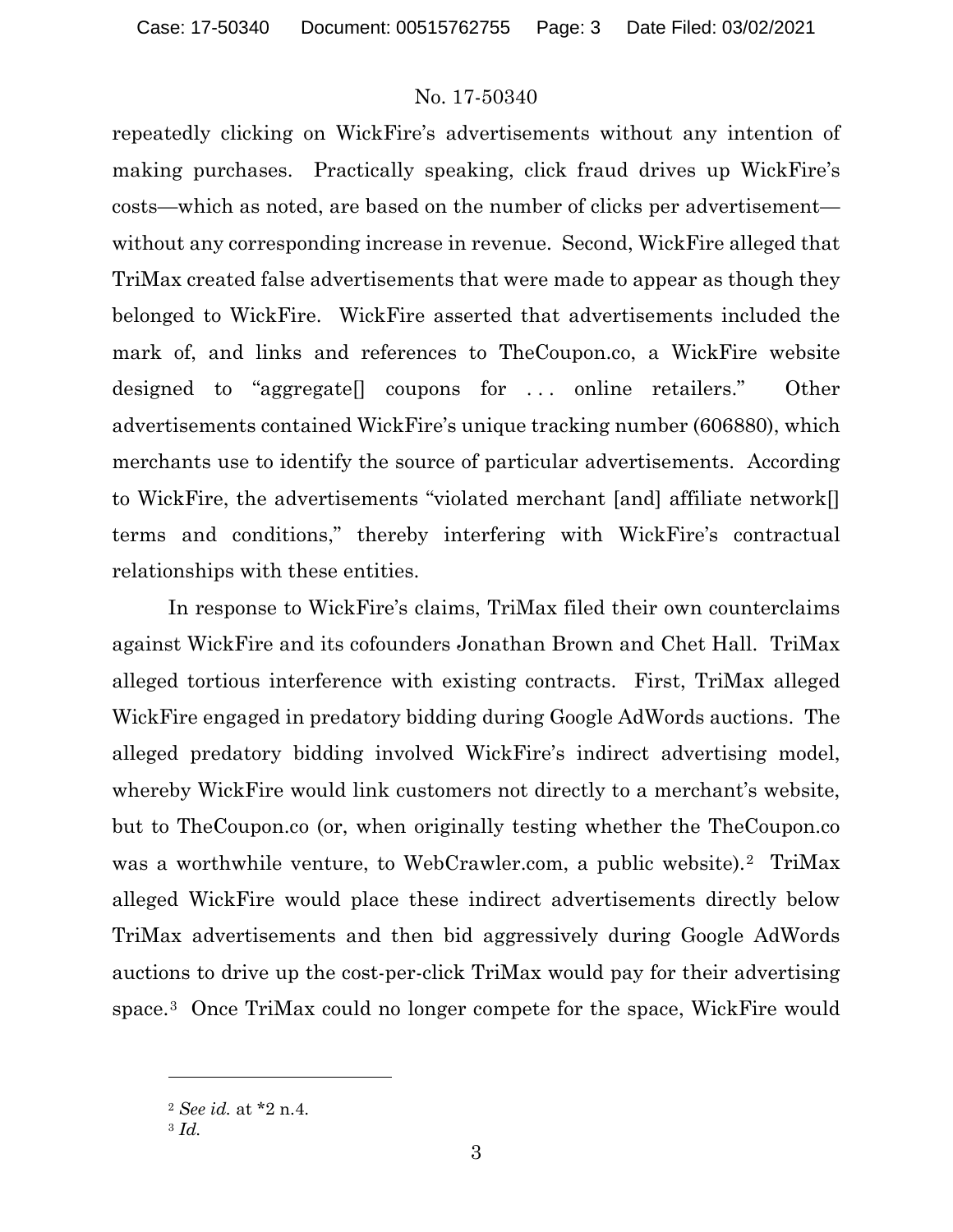repeatedly clicking on WickFire's advertisements without any intention of making purchases. Practically speaking, click fraud drives up WickFire's costs—which as noted, are based on the number of clicks per advertisement—without any corresponding increase in revenue. Second, WickFire alleged that TriMax created false advertisements that were made to appear as though they belonged to WickFire. WickFire asserted that advertisements included the mark of, and links and references to TheCoupon.co, a WickFire website designed to "aggregate[] coupons for . . . online retailers." Other advertisements contained WickFire's unique tracking number (606880), which merchants use to identify the source of particular advertisements. According to WickFire, the advertisements "violated merchant [and] affiliate network[] terms and conditions," thereby interfering with WickFire's contractual relationships with these entities.

In response to WickFire's claims, TriMax filed their own counterclaims against WickFire and its cofounders Jonathan Brown and Chet Hall. TriMax alleged tortious interference with existing contracts. First, TriMax alleged WickFire engaged in predatory bidding during Google AdWords auctions. The alleged predatory bidding involved WickFire's indirect advertising model, whereby WickFire would link customers not directly to a merchant's website, but to TheCoupon.co (or, when originally testing whether the TheCoupon.co was a worthwhile venture, to WebCrawler.com, a public website).[2] TriMax alleged WickFire would place these indirect advertisements directly below TriMax advertisements and then bid aggressively during Google AdWords auctions to drive up the cost-per-click TriMax would pay for their advertising space.[3] Once TriMax could no longer compete for the space, WickFire would

---

[2] *See id.* at *2 n.4.

[3] *Id.*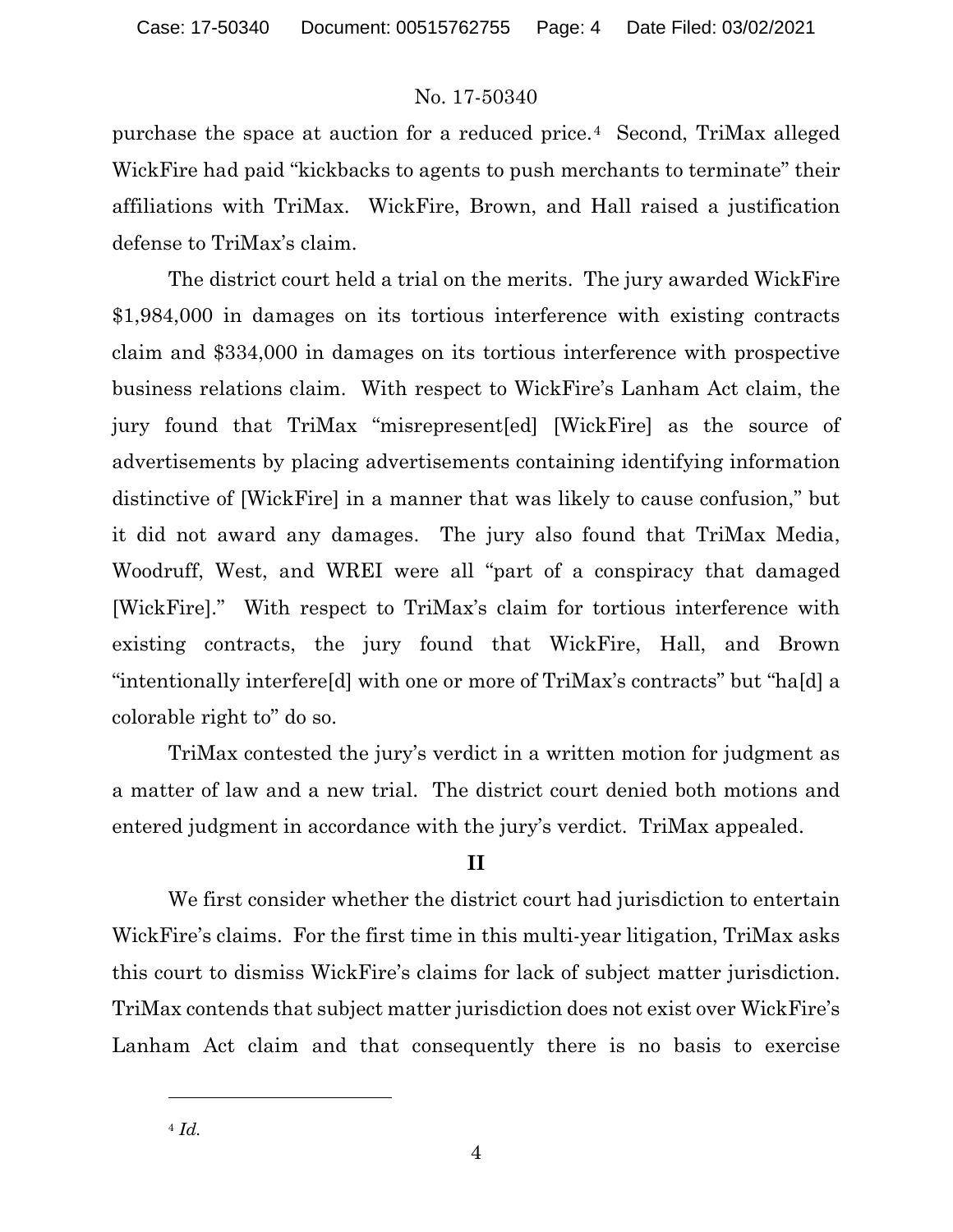purchase the space at auction for a reduced price.[4] Second, TriMax alleged WickFire had paid "kickbacks to agents to push merchants to terminate" their affiliations with TriMax. WickFire, Brown, and Hall raised a justification defense to TriMax's claim.

The district court held a trial on the merits. The jury awarded WickFire $1,984,000 in damages on its tortious interference with existing contracts claim and $334,000 in damages on its tortious interference with prospective business relations claim. With respect to WickFire's Lanham Act claim, the jury found that TriMax "misrepresent[ed] [WickFire] as the source of advertisements by placing advertisements containing identifying information distinctive of [WickFire] in a manner that was likely to cause confusion," but it did not award any damages. The jury also found that TriMax Media, Woodruff, West, and WREI were all "part of a conspiracy that damaged [WickFire]." With respect to TriMax's claim for tortious interference with existing contracts, the jury found that WickFire, Hall, and Brown "intentionally interfere[d] with one or more of TriMax's contracts" but "ha[d] a colorable right to" do so.

TriMax contested the jury's verdict in a written motion for judgment as a matter of law and a new trial. The district court denied both motions and entered judgment in accordance with the jury's verdict. TriMax appealed.

## II

We first consider whether the district court had jurisdiction to entertain WickFire's claims. For the first time in this multi-year litigation, TriMax asks this court to dismiss WickFire's claims for lack of subject matter jurisdiction. TriMax contends that subject matter jurisdiction does not exist over WickFire's Lanham Act claim and that consequently there is no basis to exercise

---

[4] *Id.*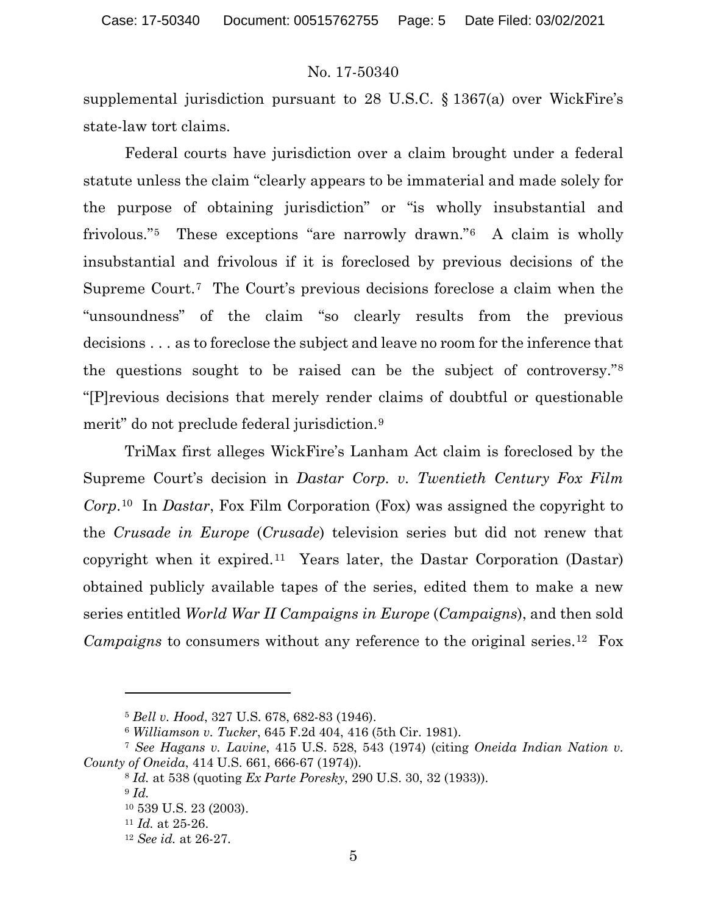supplemental jurisdiction pursuant to 28 U.S.C. § 1367(a) over WickFire's state-law tort claims.

Federal courts have jurisdiction over a claim brought under a federal statute unless the claim "clearly appears to be immaterial and made solely for the purpose of obtaining jurisdiction" or "is wholly insubstantial and frivolous."[5] These exceptions "are narrowly drawn."[6] A claim is wholly insubstantial and frivolous if it is foreclosed by previous decisions of the Supreme Court.[7] The Court's previous decisions foreclose a claim when the "unsoundness" of the claim "so clearly results from the previous decisions . . . as to foreclose the subject and leave no room for the inference that the questions sought to be raised can be the subject of controversy."[8] "[P]revious decisions that merely render claims of doubtful or questionable merit" do not preclude federal jurisdiction.[9]

TriMax first alleges WickFire's Lanham Act claim is foreclosed by the Supreme Court's decision in *Dastar Corp. v. Twentieth Century Fox Film Corp*.[10] In *Dastar*, Fox Film Corporation (Fox) was assigned the copyright to the *Crusade in Europe* (*Crusade*) television series but did not renew that copyright when it expired.[11] Years later, the Dastar Corporation (Dastar) obtained publicly available tapes of the series, edited them to make a new series entitled *World War II Campaigns in Europe* (*Campaigns*), and then sold *Campaigns* to consumers without any reference to the original series.[12] Fox

---

[5] *Bell v. Hood*, 327 U.S. 678, 682-83 (1946).

[6] *Williamson v. Tucker*, 645 F.2d 404, 416 (5th Cir. 1981).

[7] *See Hagans v. Lavine*, 415 U.S. 528, 543 (1974) (citing *Oneida Indian Nation v. County of Oneida*, 414 U.S. 661, 666-67 (1974)).

[8] *Id.* at 538 (quoting *Ex Parte Poresky*, 290 U.S. 30, 32 (1933)).

[9] *Id.*

[10] 539 U.S. 23 (2003).

[11] *Id.* at 25-26.

[12] *See id.* at 26-27.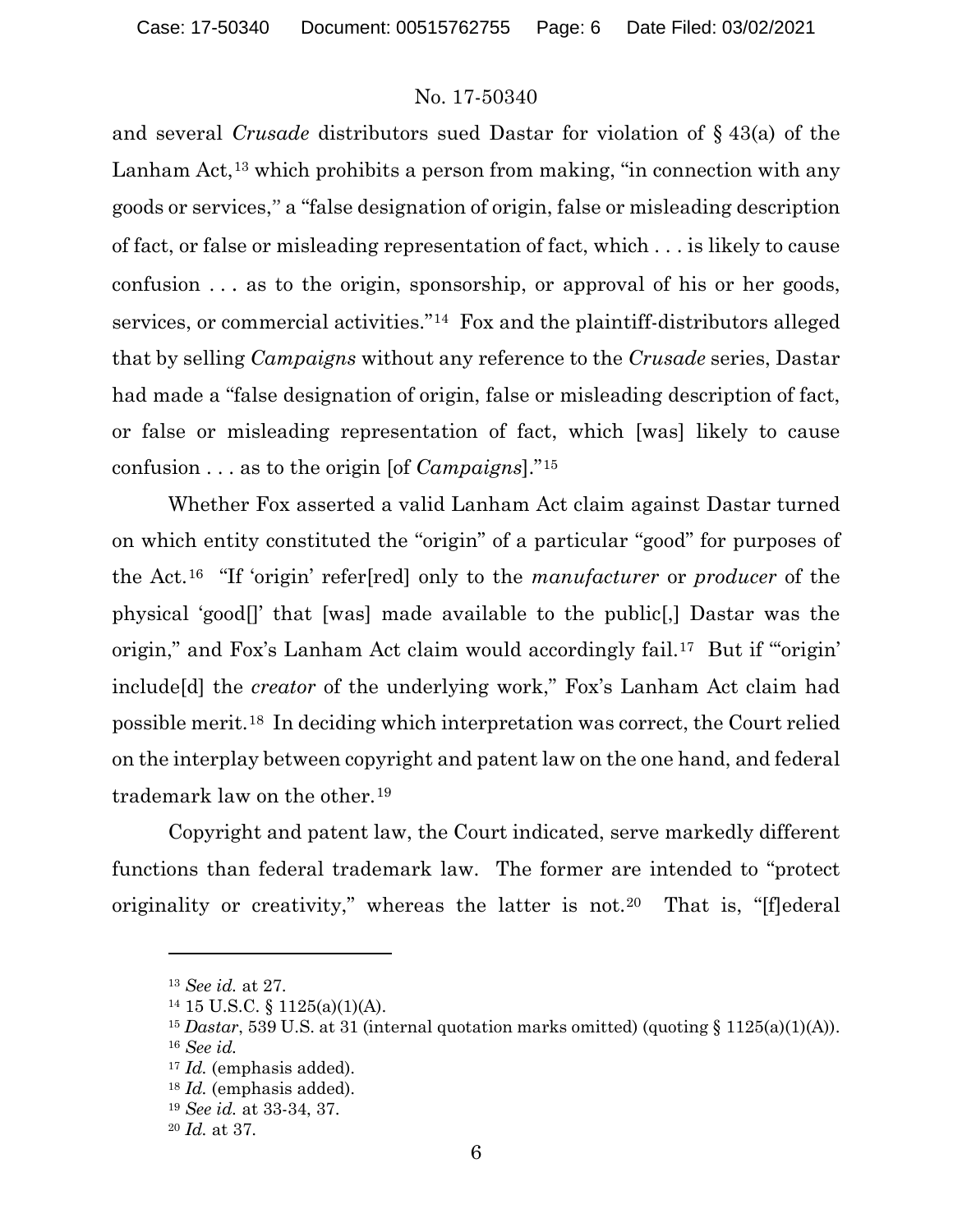and several *Crusade* distributors sued Dastar for violation of § 43(a) of the Lanham Act,[13] which prohibits a person from making, "in connection with any goods or services," a "false designation of origin, false or misleading description of fact, or false or misleading representation of fact, which . . . is likely to cause confusion . . . as to the origin, sponsorship, or approval of his or her goods, services, or commercial activities."[14] Fox and the plaintiff-distributors alleged that by selling *Campaigns* without any reference to the *Crusade* series, Dastar had made a "false designation of origin, false or misleading description of fact, or false or misleading representation of fact, which [was] likely to cause confusion . . . as to the origin [of *Campaigns*]."[15]

Whether Fox asserted a valid Lanham Act claim against Dastar turned on which entity constituted the "origin" of a particular "good" for purposes of the Act.[16] "If 'origin' refer[red] only to the *manufacturer* or *producer* of the physical 'good[]' that [was] made available to the public[,] Dastar was the origin," and Fox's Lanham Act claim would accordingly fail.[17] But if "'origin' include[d] the *creator* of the underlying work," Fox's Lanham Act claim had possible merit.[18] In deciding which interpretation was correct, the Court relied on the interplay between copyright and patent law on the one hand, and federal trademark law on the other.[19]

Copyright and patent law, the Court indicated, serve markedly different functions than federal trademark law. The former are intended to "protect originality or creativity," whereas the latter is not.[20] That is, "[f]ederal

---

[13] *See id.* at 27.

[14] 15 U.S.C. § 1125(a)(1)(A).

[15] *Dastar*, 539 U.S. at 31 (internal quotation marks omitted) (quoting § 1125(a)(1)(A)).

[16] *See id.*

[17] *Id.* (emphasis added).

[18] *Id.* (emphasis added).

[19] *See id.* at 33-34, 37.

[20] *Id.* at 37.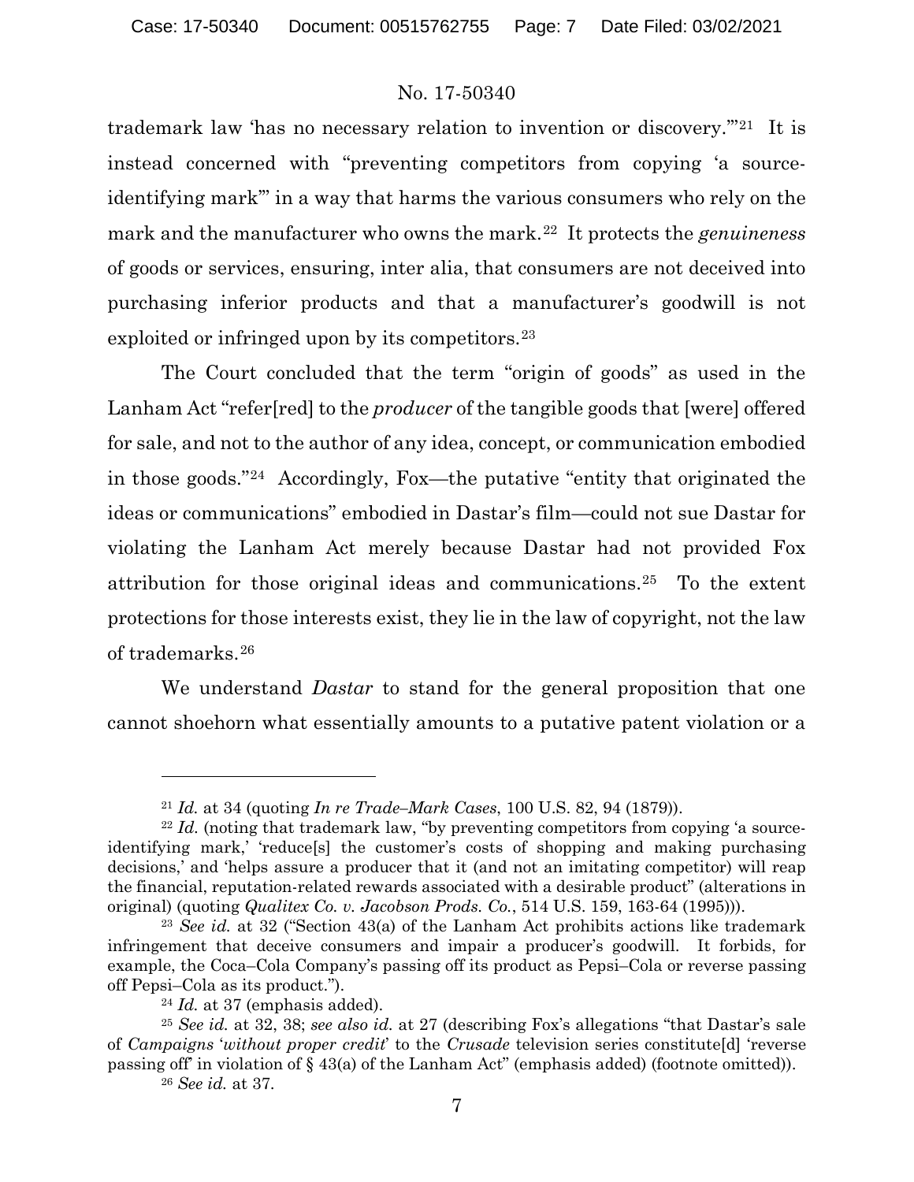trademark law 'has no necessary relation to invention or discovery.'"[21] It is instead concerned with "preventing competitors from copying 'a source-identifying mark'" in a way that harms the various consumers who rely on the mark and the manufacturer who owns the mark.[22] It protects the *genuineness* of goods or services, ensuring, inter alia, that consumers are not deceived into purchasing inferior products and that a manufacturer's goodwill is not exploited or infringed upon by its competitors.[23]

The Court concluded that the term "origin of goods" as used in the Lanham Act "refer[red] to the *producer* of the tangible goods that [were] offered for sale, and not to the author of any idea, concept, or communication embodied in those goods."[24] Accordingly, Fox—the putative "entity that originated the ideas or communications" embodied in Dastar's film—could not sue Dastar for violating the Lanham Act merely because Dastar had not provided Fox attribution for those original ideas and communications.[25] To the extent protections for those interests exist, they lie in the law of copyright, not the law of trademarks.[26]

We understand *Dastar* to stand for the general proposition that one cannot shoehorn what essentially amounts to a putative patent violation or a

---

[21] *Id.* at 34 (quoting *In re Trade–Mark Cases*, 100 U.S. 82, 94 (1879)).

[22] *Id.* (noting that trademark law, "by preventing competitors from copying 'a source-identifying mark,' 'reduce[s] the customer's costs of shopping and making purchasing decisions,' and 'helps assure a producer that it (and not an imitating competitor) will reap the financial, reputation-related rewards associated with a desirable product" (alterations in original) (quoting *Qualitex Co. v. Jacobson Prods. Co.*, 514 U.S. 159, 163-64 (1995))).

[23] *See id.* at 32 ("Section 43(a) of the Lanham Act prohibits actions like trademark infringement that deceive consumers and impair a producer's goodwill. It forbids, for example, the Coca–Cola Company's passing off its product as Pepsi–Cola or reverse passing off Pepsi–Cola as its product.").

[24] *Id.* at 37 (emphasis added).

[25] *See id.* at 32, 38; *see also id.* at 27 (describing Fox's allegations "that Dastar's sale of *Campaigns* '*without proper credit*' to the *Crusade* television series constitute[d] 'reverse passing off' in violation of § 43(a) of the Lanham Act" (emphasis added) (footnote omitted)).

[26] *See id.* at 37.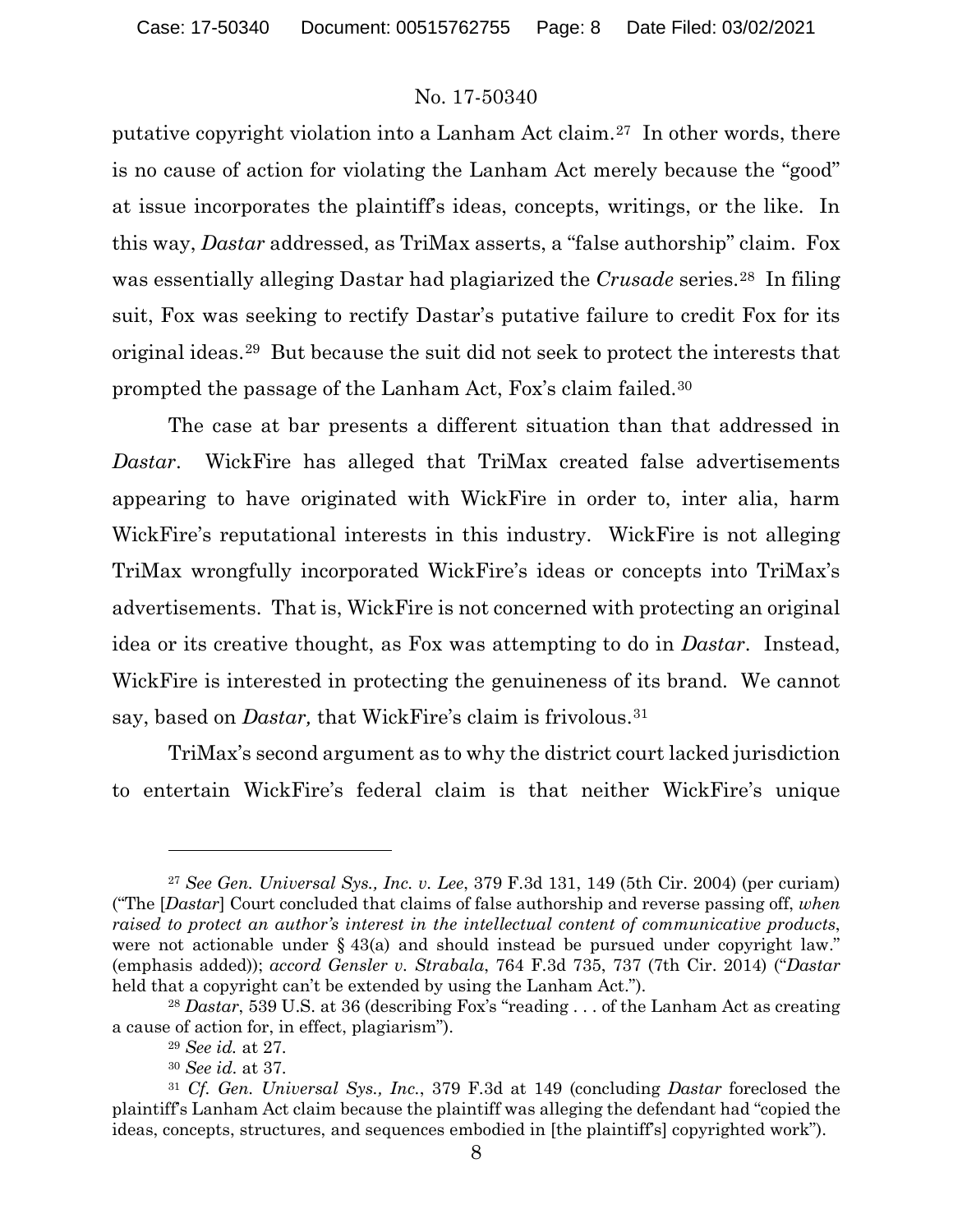putative copyright violation into a Lanham Act claim.[27] In other words, there is no cause of action for violating the Lanham Act merely because the "good" at issue incorporates the plaintiff's ideas, concepts, writings, or the like. In this way, *Dastar* addressed, as TriMax asserts, a "false authorship" claim. Fox was essentially alleging Dastar had plagiarized the *Crusade* series.[28] In filing suit, Fox was seeking to rectify Dastar's putative failure to credit Fox for its original ideas.[29] But because the suit did not seek to protect the interests that prompted the passage of the Lanham Act, Fox's claim failed.[30]

The case at bar presents a different situation than that addressed in *Dastar*. WickFire has alleged that TriMax created false advertisements appearing to have originated with WickFire in order to, inter alia, harm WickFire's reputational interests in this industry. WickFire is not alleging TriMax wrongfully incorporated WickFire's ideas or concepts into TriMax's advertisements. That is, WickFire is not concerned with protecting an original idea or its creative thought, as Fox was attempting to do in *Dastar*. Instead, WickFire is interested in protecting the genuineness of its brand. We cannot say, based on *Dastar,* that WickFire's claim is frivolous.[31]

TriMax's second argument as to why the district court lacked jurisdiction to entertain WickFire's federal claim is that neither WickFire's unique

---

[27] *See Gen. Universal Sys., Inc. v. Lee*, 379 F.3d 131, 149 (5th Cir. 2004) (per curiam) ("The [*Dastar*] Court concluded that claims of false authorship and reverse passing off, *when raised to protect an author's interest in the intellectual content of communicative products*, were not actionable under § 43(a) and should instead be pursued under copyright law." (emphasis added)); *accord Gensler v. Strabala*, 764 F.3d 735, 737 (7th Cir. 2014) ("*Dastar* held that a copyright can't be extended by using the Lanham Act.").

[28] *Dastar*, 539 U.S. at 36 (describing Fox's "reading . . . of the Lanham Act as creating a cause of action for, in effect, plagiarism").

[29] *See id.* at 27.

[30] *See id.* at 37.

[31] *Cf. Gen. Universal Sys., Inc.*, 379 F.3d at 149 (concluding *Dastar* foreclosed the plaintiff's Lanham Act claim because the plaintiff was alleging the defendant had "copied the ideas, concepts, structures, and sequences embodied in [the plaintiff's] copyrighted work").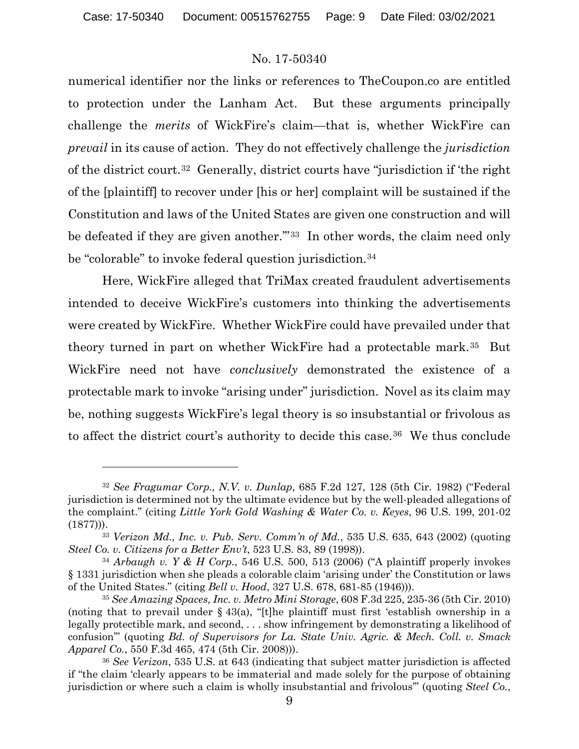numerical identifier nor the links or references to TheCoupon.co are entitled to protection under the Lanham Act. But these arguments principally challenge the *merits* of WickFire's claim—that is, whether WickFire can *prevail* in its cause of action. They do not effectively challenge the *jurisdiction* of the district court.[32] Generally, district courts have "jurisdiction if 'the right of the [plaintiff] to recover under [his or her] complaint will be sustained if the Constitution and laws of the United States are given one construction and will be defeated if they are given another.'"[33] In other words, the claim need only be "colorable" to invoke federal question jurisdiction.[34]

Here, WickFire alleged that TriMax created fraudulent advertisements intended to deceive WickFire's customers into thinking the advertisements were created by WickFire. Whether WickFire could have prevailed under that theory turned in part on whether WickFire had a protectable mark.[35] But WickFire need not have *conclusively* demonstrated the existence of a protectable mark to invoke "arising under" jurisdiction. Novel as its claim may be, nothing suggests WickFire's legal theory is so insubstantial or frivolous as to affect the district court's authority to decide this case.[36] We thus conclude

---

[32] *See Fragumar Corp., N.V. v. Dunlap*, 685 F.2d 127, 128 (5th Cir. 1982) ("Federal jurisdiction is determined not by the ultimate evidence but by the well-pleaded allegations of the complaint." (citing *Little York Gold Washing & Water Co. v. Keyes*, 96 U.S. 199, 201-02 (1877))).

[33] *Verizon Md., Inc. v. Pub. Serv. Comm'n of Md.*, 535 U.S. 635, 643 (2002) (quoting *Steel Co. v. Citizens for a Better Env't*, 523 U.S. 83, 89 (1998)).

[34] *Arbaugh v. Y & H Corp.*, 546 U.S. 500, 513 (2006) ("A plaintiff properly invokes § 1331 jurisdiction when she pleads a colorable claim 'arising under' the Constitution or laws of the United States." (citing *Bell v. Hood*, 327 U.S. 678, 681-85 (1946))).

[35] *See Amazing Spaces, Inc. v. Metro Mini Storage*, 608 F.3d 225, 235-36 (5th Cir. 2010) (noting that to prevail under § 43(a), "[t]he plaintiff must first 'establish ownership in a legally protectible mark, and second, . . . show infringement by demonstrating a likelihood of confusion'" (quoting *Bd. of Supervisors for La. State Univ. Agric. & Mech. Coll. v. Smack Apparel Co.*, 550 F.3d 465, 474 (5th Cir. 2008))).

[36] *See Verizon*, 535 U.S. at 643 (indicating that subject matter jurisdiction is affected if "the claim 'clearly appears to be immaterial and made solely for the purpose of obtaining jurisdiction or where such a claim is wholly insubstantial and frivolous'" (quoting *Steel Co.*,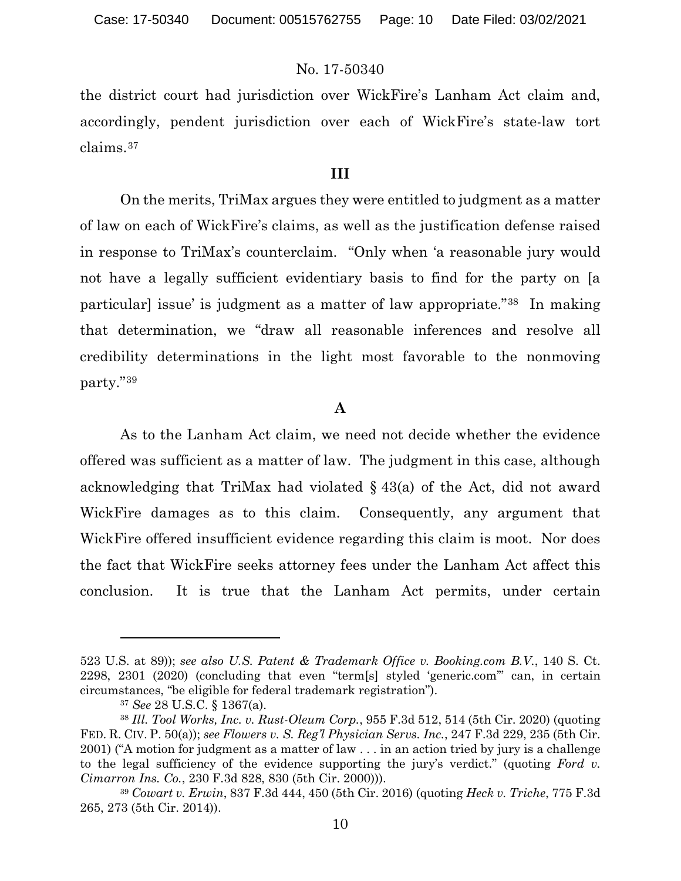the district court had jurisdiction over WickFire's Lanham Act claim and, accordingly, pendent jurisdiction over each of WickFire's state-law tort claims.[37]

## III

On the merits, TriMax argues they were entitled to judgment as a matter of law on each of WickFire's claims, as well as the justification defense raised in response to TriMax's counterclaim. "Only when 'a reasonable jury would not have a legally sufficient evidentiary basis to find for the party on [a particular] issue' is judgment as a matter of law appropriate."[38] In making that determination, we "draw all reasonable inferences and resolve all credibility determinations in the light most favorable to the nonmoving party."[39]

### A

As to the Lanham Act claim, we need not decide whether the evidence offered was sufficient as a matter of law. The judgment in this case, although acknowledging that TriMax had violated § 43(a) of the Act, did not award WickFire damages as to this claim. Consequently, any argument that WickFire offered insufficient evidence regarding this claim is moot. Nor does the fact that WickFire seeks attorney fees under the Lanham Act affect this conclusion. It is true that the Lanham Act permits, under certain

---

523 U.S. at 89)); *see also U.S. Patent & Trademark Office v. Booking.com B.V.*, 140 S. Ct. 2298, 2301 (2020) (concluding that even "term[s] styled 'generic.com'" can, in certain circumstances, "be eligible for federal trademark registration").

[37] *See* 28 U.S.C. § 1367(a).

[38] *Ill. Tool Works, Inc. v. Rust-Oleum Corp.*, 955 F.3d 512, 514 (5th Cir. 2020) (quoting FED. R. CIV. P. 50(a)); *see Flowers v. S. Reg'l Physician Servs. Inc.*, 247 F.3d 229, 235 (5th Cir. 2001) ("A motion for judgment as a matter of law . . . in an action tried by jury is a challenge to the legal sufficiency of the evidence supporting the jury's verdict." (quoting *Ford v. Cimarron Ins. Co.*, 230 F.3d 828, 830 (5th Cir. 2000))).

[39] *Cowart v. Erwin*, 837 F.3d 444, 450 (5th Cir. 2016) (quoting *Heck v. Triche*, 775 F.3d 265, 273 (5th Cir. 2014)).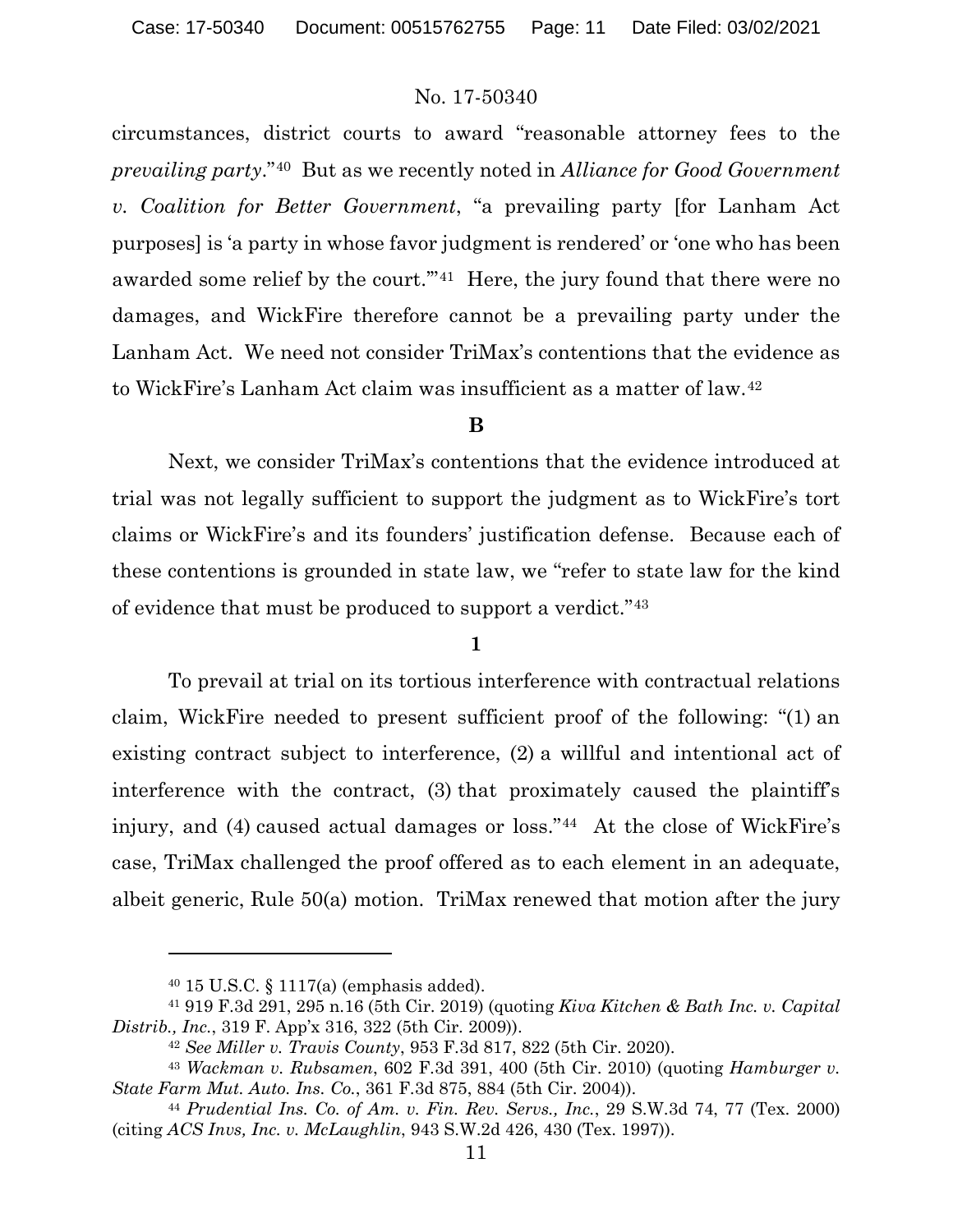circumstances, district courts to award "reasonable attorney fees to the *prevailing party*."[40] But as we recently noted in *Alliance for Good Government v. Coalition for Better Government*, "a prevailing party [for Lanham Act purposes] is 'a party in whose favor judgment is rendered' or 'one who has been awarded some relief by the court.'"[41] Here, the jury found that there were no damages, and WickFire therefore cannot be a prevailing party under the Lanham Act. We need not consider TriMax's contentions that the evidence as to WickFire's Lanham Act claim was insufficient as a matter of law.[42]

**B**

Next, we consider TriMax's contentions that the evidence introduced at trial was not legally sufficient to support the judgment as to WickFire's tort claims or WickFire's and its founders' justification defense. Because each of these contentions is grounded in state law, we "refer to state law for the kind of evidence that must be produced to support a verdict."[43]

**1**

To prevail at trial on its tortious interference with contractual relations claim, WickFire needed to present sufficient proof of the following: "(1) an existing contract subject to interference, (2) a willful and intentional act of interference with the contract, (3) that proximately caused the plaintiff's injury, and (4) caused actual damages or loss."[44] At the close of WickFire's case, TriMax challenged the proof offered as to each element in an adequate, albeit generic, Rule 50(a) motion. TriMax renewed that motion after the jury

---

[40] 15 U.S.C. § 1117(a) (emphasis added).

[41] 919 F.3d 291, 295 n.16 (5th Cir. 2019) (quoting *Kiva Kitchen & Bath Inc. v. Capital Distrib., Inc.*, 319 F. App'x 316, 322 (5th Cir. 2009)).

[42] *See Miller v. Travis County*, 953 F.3d 817, 822 (5th Cir. 2020).

[43] *Wackman v. Rubsamen*, 602 F.3d 391, 400 (5th Cir. 2010) (quoting *Hamburger v. State Farm Mut. Auto. Ins. Co.*, 361 F.3d 875, 884 (5th Cir. 2004)).

[44] *Prudential Ins. Co. of Am. v. Fin. Rev. Servs., Inc.*, 29 S.W.3d 74, 77 (Tex. 2000) (citing *ACS Invs, Inc. v. McLaughlin*, 943 S.W.2d 426, 430 (Tex. 1997)).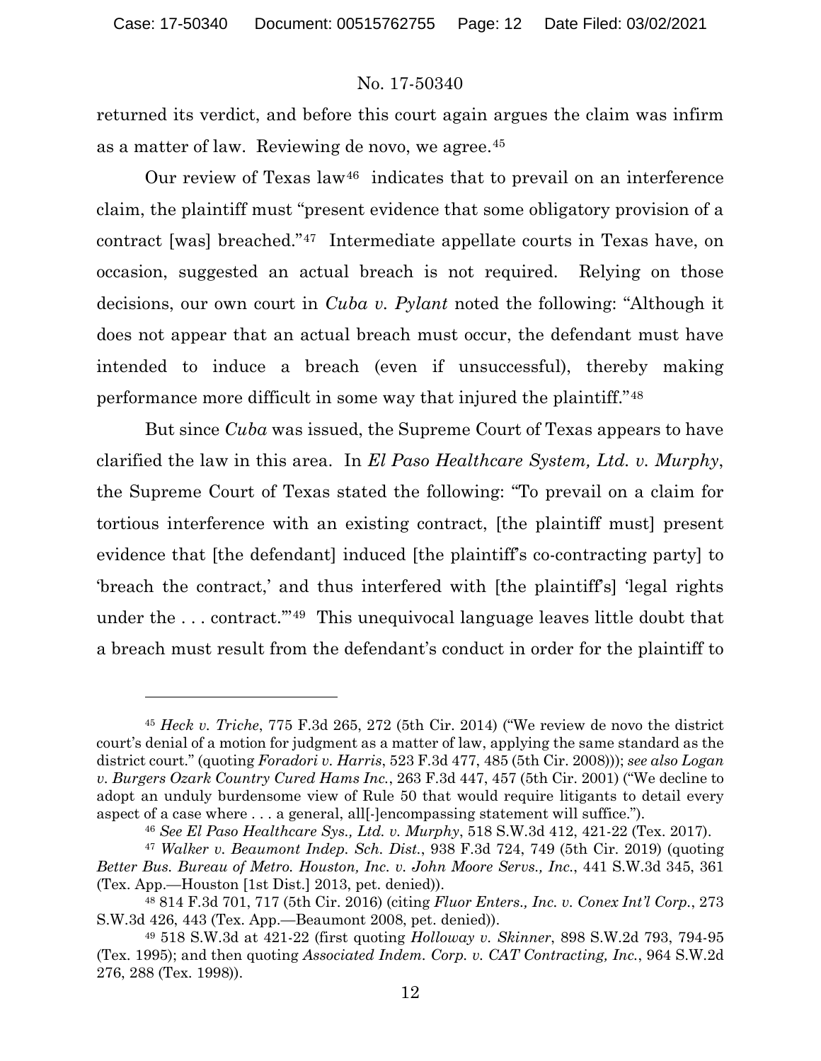returned its verdict, and before this court again argues the claim was infirm as a matter of law. Reviewing de novo, we agree.[45]

Our review of Texas law[46] indicates that to prevail on an interference claim, the plaintiff must "present evidence that some obligatory provision of a contract [was] breached."[47] Intermediate appellate courts in Texas have, on occasion, suggested an actual breach is not required. Relying on those decisions, our own court in *Cuba v. Pylant* noted the following: "Although it does not appear that an actual breach must occur, the defendant must have intended to induce a breach (even if unsuccessful), thereby making performance more difficult in some way that injured the plaintiff."[48]

But since *Cuba* was issued, the Supreme Court of Texas appears to have clarified the law in this area. In *El Paso Healthcare System, Ltd. v. Murphy*, the Supreme Court of Texas stated the following: "To prevail on a claim for tortious interference with an existing contract, [the plaintiff must] present evidence that [the defendant] induced [the plaintiff's co-contracting party] to 'breach the contract,' and thus interfered with [the plaintiff's] 'legal rights under the . . . contract.'"[49] This unequivocal language leaves little doubt that a breach must result from the defendant's conduct in order for the plaintiff to

---

[45] *Heck v. Triche*, 775 F.3d 265, 272 (5th Cir. 2014) ("We review de novo the district court's denial of a motion for judgment as a matter of law, applying the same standard as the district court." (quoting *Foradori v. Harris*, 523 F.3d 477, 485 (5th Cir. 2008))); *see also Logan v. Burgers Ozark Country Cured Hams Inc.*, 263 F.3d 447, 457 (5th Cir. 2001) ("We decline to adopt an unduly burdensome view of Rule 50 that would require litigants to detail every aspect of a case where . . . a general, all[-]encompassing statement will suffice.").

[46] *See El Paso Healthcare Sys., Ltd. v. Murphy*, 518 S.W.3d 412, 421-22 (Tex. 2017).

[47] *Walker v. Beaumont Indep. Sch. Dist.*, 938 F.3d 724, 749 (5th Cir. 2019) (quoting *Better Bus. Bureau of Metro. Houston, Inc. v. John Moore Servs., Inc.*, 441 S.W.3d 345, 361 (Tex. App.—Houston [1st Dist.] 2013, pet. denied)).

[48] 814 F.3d 701, 717 (5th Cir. 2016) (citing *Fluor Enters., Inc. v. Conex Int'l Corp.*, 273 S.W.3d 426, 443 (Tex. App.—Beaumont 2008, pet. denied)).

[49] 518 S.W.3d at 421-22 (first quoting *Holloway v. Skinner*, 898 S.W.2d 793, 794-95 (Tex. 1995); and then quoting *Associated Indem. Corp. v. CAT Contracting, Inc.*, 964 S.W.2d 276, 288 (Tex. 1998)).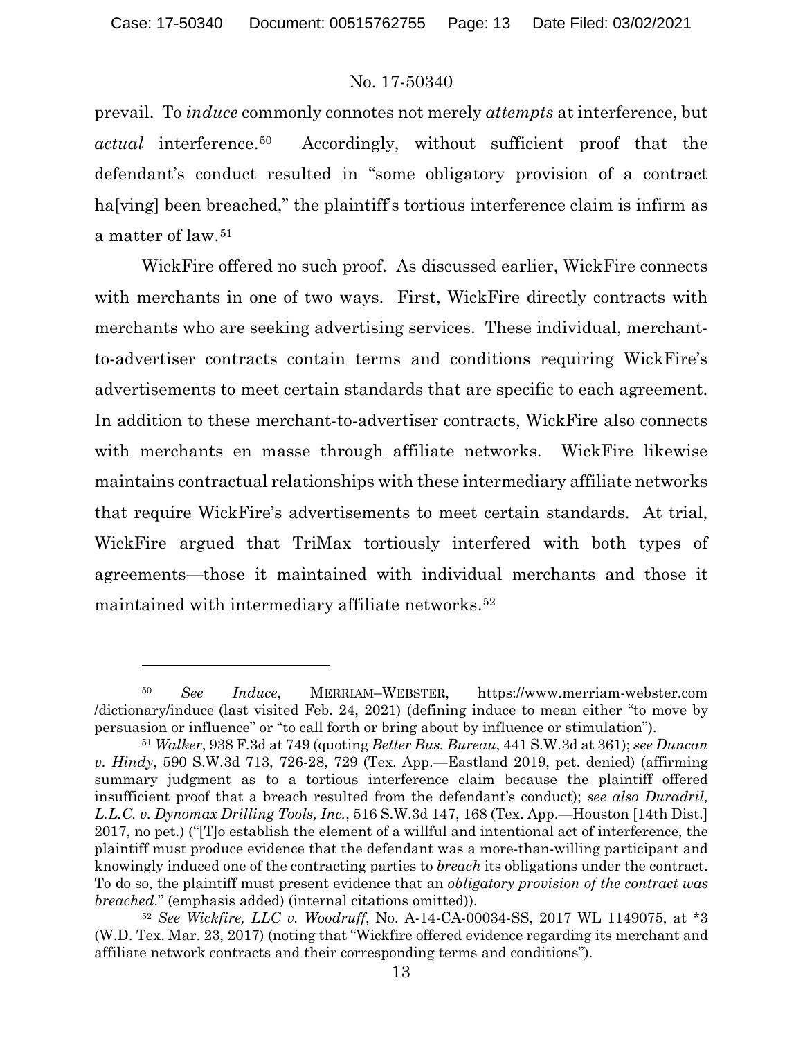prevail. To *induce* commonly connotes not merely *attempts* at interference, but *actual* interference.[50] Accordingly, without sufficient proof that the defendant's conduct resulted in "some obligatory provision of a contract ha[ving] been breached," the plaintiff's tortious interference claim is infirm as a matter of law.[51]

WickFire offered no such proof. As discussed earlier, WickFire connects with merchants in one of two ways. First, WickFire directly contracts with merchants who are seeking advertising services. These individual, merchant-to-advertiser contracts contain terms and conditions requiring WickFire's advertisements to meet certain standards that are specific to each agreement. In addition to these merchant-to-advertiser contracts, WickFire also connects with merchants en masse through affiliate networks. WickFire likewise maintains contractual relationships with these intermediary affiliate networks that require WickFire's advertisements to meet certain standards. At trial, WickFire argued that TriMax tortiously interfered with both types of agreements—those it maintained with individual merchants and those it maintained with intermediary affiliate networks.[52]

---

[50] *See Induce*, MERRIAM–WEBSTER, https://www.merriam-webster.com /dictionary/induce (last visited Feb. 24, 2021) (defining induce to mean either "to move by persuasion or influence" or "to call forth or bring about by influence or stimulation").

[51] *Walker*, 938 F.3d at 749 (quoting *Better Bus. Bureau*, 441 S.W.3d at 361); *see Duncan v. Hindy*, 590 S.W.3d 713, 726-28, 729 (Tex. App.—Eastland 2019, pet. denied) (affirming summary judgment as to a tortious interference claim because the plaintiff offered insufficient proof that a breach resulted from the defendant's conduct); *see also Duradril, L.L.C. v. Dynomax Drilling Tools, Inc.*, 516 S.W.3d 147, 168 (Tex. App.—Houston [14th Dist.] 2017, no pet.) ("[T]o establish the element of a willful and intentional act of interference, the plaintiff must produce evidence that the defendant was a more-than-willing participant and knowingly induced one of the contracting parties to *breach* its obligations under the contract. To do so, the plaintiff must present evidence that an *obligatory provision of the contract was breached*." (emphasis added) (internal citations omitted)).

[52] *See Wickfire, LLC v. Woodruff*, No. A-14-CA-00034-SS, 2017 WL 1149075, at *3 (W.D. Tex. Mar. 23, 2017) (noting that "Wickfire offered evidence regarding its merchant and affiliate network contracts and their corresponding terms and conditions").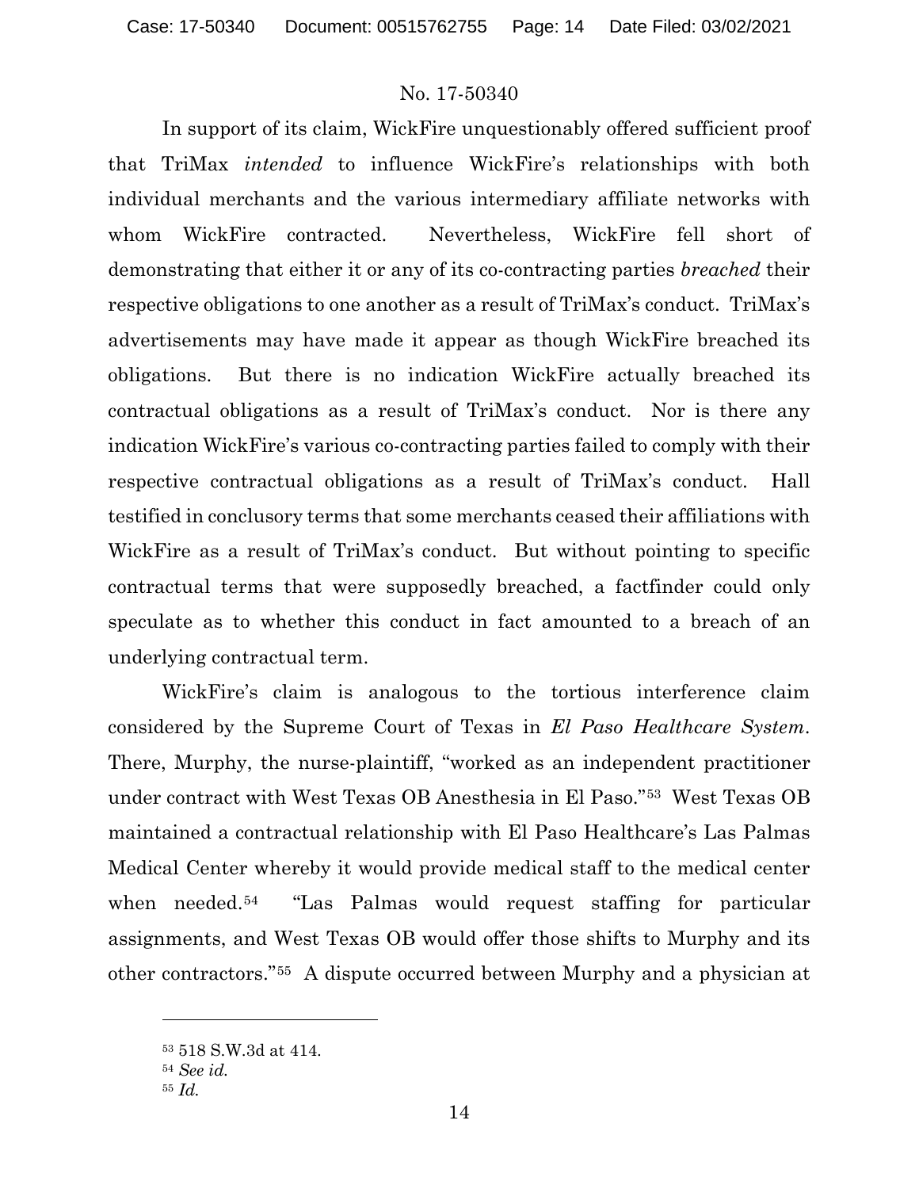In support of its claim, WickFire unquestionably offered sufficient proof that TriMax *intended* to influence WickFire's relationships with both individual merchants and the various intermediary affiliate networks with whom WickFire contracted. Nevertheless, WickFire fell short of demonstrating that either it or any of its co-contracting parties *breached* their respective obligations to one another as a result of TriMax's conduct. TriMax's advertisements may have made it appear as though WickFire breached its obligations. But there is no indication WickFire actually breached its contractual obligations as a result of TriMax's conduct. Nor is there any indication WickFire's various co-contracting parties failed to comply with their respective contractual obligations as a result of TriMax's conduct. Hall testified in conclusory terms that some merchants ceased their affiliations with WickFire as a result of TriMax's conduct. But without pointing to specific contractual terms that were supposedly breached, a factfinder could only speculate as to whether this conduct in fact amounted to a breach of an underlying contractual term.

WickFire's claim is analogous to the tortious interference claim considered by the Supreme Court of Texas in *El Paso Healthcare System*. There, Murphy, the nurse-plaintiff, "worked as an independent practitioner under contract with West Texas OB Anesthesia in El Paso."[53] West Texas OB maintained a contractual relationship with El Paso Healthcare's Las Palmas Medical Center whereby it would provide medical staff to the medical center when needed.[54] "Las Palmas would request staffing for particular assignments, and West Texas OB would offer those shifts to Murphy and its other contractors."[55] A dispute occurred between Murphy and a physician at

---

[53] 518 S.W.3d at 414.

[54] *See id.*

[55] *Id.*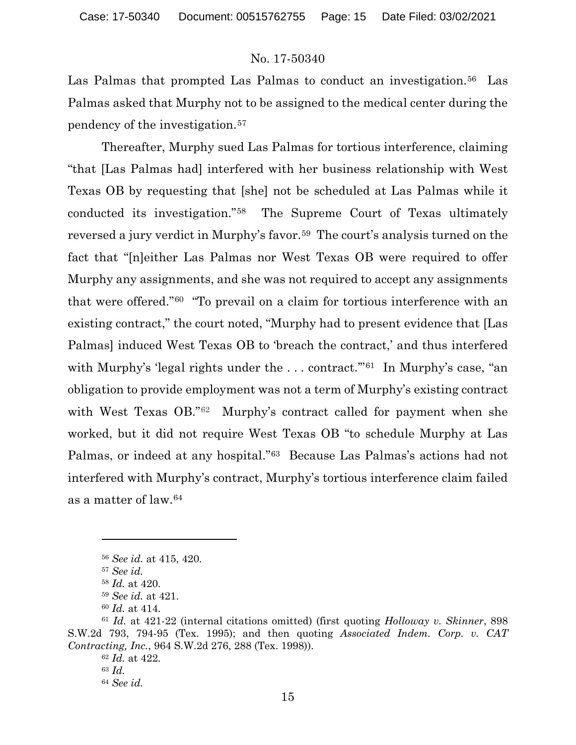Las Palmas that prompted Las Palmas to conduct an investigation.[56] Las Palmas asked that Murphy not to be assigned to the medical center during the pendency of the investigation.[57]

Thereafter, Murphy sued Las Palmas for tortious interference, claiming "that [Las Palmas had] interfered with her business relationship with West Texas OB by requesting that [she] not be scheduled at Las Palmas while it conducted its investigation."[58] The Supreme Court of Texas ultimately reversed a jury verdict in Murphy's favor.[59] The court's analysis turned on the fact that "[n]either Las Palmas nor West Texas OB were required to offer Murphy any assignments, and she was not required to accept any assignments that were offered."[60] "To prevail on a claim for tortious interference with an existing contract," the court noted, "Murphy had to present evidence that [Las Palmas] induced West Texas OB to 'breach the contract,' and thus interfered with Murphy's 'legal rights under the . . . contract.'"[61] In Murphy's case, "an obligation to provide employment was not a term of Murphy's existing contract with West Texas OB."[62] Murphy's contract called for payment when she worked, but it did not require West Texas OB "to schedule Murphy at Las Palmas, or indeed at any hospital."[63] Because Las Palmas's actions had not interfered with Murphy's contract, Murphy's tortious interference claim failed as a matter of law.[64]

---

[56] *See id.* at 415, 420.

[57] *See id.*

[58] *Id.* at 420.

[59] *See id.* at 421.

[60] *Id.* at 414.

[61] *Id.* at 421-22 (internal citations omitted) (first quoting *Holloway v. Skinner*, 898 S.W.2d 793, 794-95 (Tex. 1995); and then quoting *Associated Indem. Corp. v. CAT Contracting, Inc.*, 964 S.W.2d 276, 288 (Tex. 1998)).

[62] *Id.* at 422.

[63] *Id.*

[64] *See id.*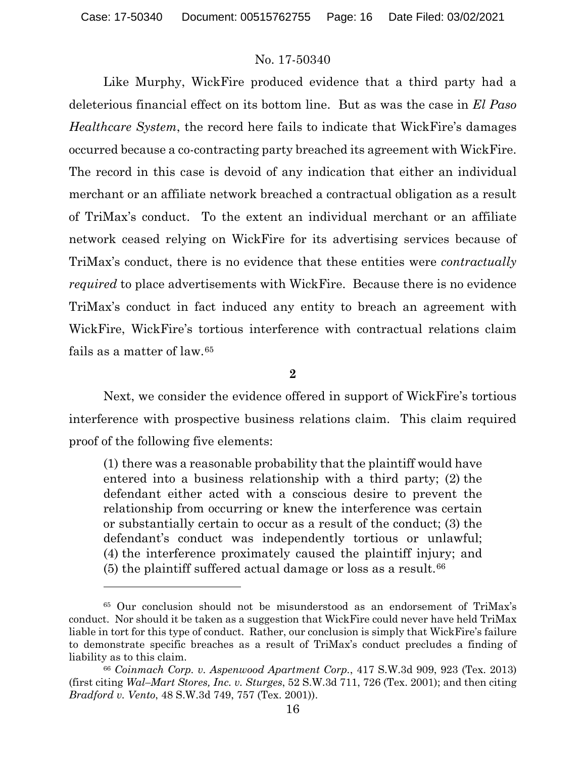Like Murphy, WickFire produced evidence that a third party had a deleterious financial effect on its bottom line. But as was the case in *El Paso Healthcare System*, the record here fails to indicate that WickFire's damages occurred because a co-contracting party breached its agreement with WickFire. The record in this case is devoid of any indication that either an individual merchant or an affiliate network breached a contractual obligation as a result of TriMax's conduct. To the extent an individual merchant or an affiliate network ceased relying on WickFire for its advertising services because of TriMax's conduct, there is no evidence that these entities were *contractually required* to place advertisements with WickFire. Because there is no evidence TriMax's conduct in fact induced any entity to breach an agreement with WickFire, WickFire's tortious interference with contractual relations claim fails as a matter of law.[65]

**2**

Next, we consider the evidence offered in support of WickFire's tortious interference with prospective business relations claim. This claim required proof of the following five elements:

> (1) there was a reasonable probability that the plaintiff would have entered into a business relationship with a third party; (2) the defendant either acted with a conscious desire to prevent the relationship from occurring or knew the interference was certain or substantially certain to occur as a result of the conduct; (3) the defendant's conduct was independently tortious or unlawful; (4) the interference proximately caused the plaintiff injury; and (5) the plaintiff suffered actual damage or loss as a result.[66]

---

[65] Our conclusion should not be misunderstood as an endorsement of TriMax's conduct. Nor should it be taken as a suggestion that WickFire could never have held TriMax liable in tort for this type of conduct. Rather, our conclusion is simply that WickFire's failure to demonstrate specific breaches as a result of TriMax's conduct precludes a finding of liability as to this claim.

[66] *Coinmach Corp. v. Aspenwood Apartment Corp.*, 417 S.W.3d 909, 923 (Tex. 2013) (first citing *Wal–Mart Stores, Inc. v. Sturges*, 52 S.W.3d 711, 726 (Tex. 2001); and then citing *Bradford v. Vento*, 48 S.W.3d 749, 757 (Tex. 2001)).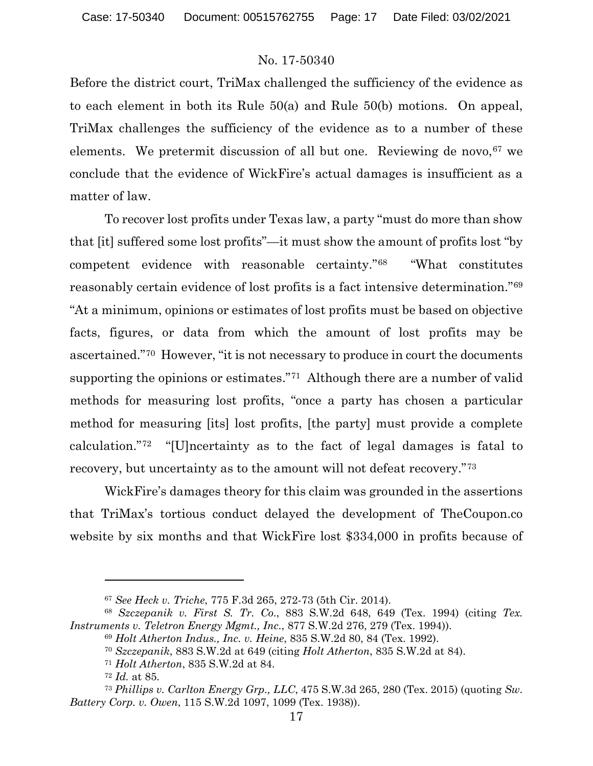Before the district court, TriMax challenged the sufficiency of the evidence as to each element in both its Rule 50(a) and Rule 50(b) motions. On appeal, TriMax challenges the sufficiency of the evidence as to a number of these elements. We pretermit discussion of all but one. Reviewing de novo,[67] we conclude that the evidence of WickFire's actual damages is insufficient as a matter of law.

To recover lost profits under Texas law, a party "must do more than show that [it] suffered some lost profits"—it must show the amount of profits lost "by competent evidence with reasonable certainty."[68] "What constitutes reasonably certain evidence of lost profits is a fact intensive determination."[69] "At a minimum, opinions or estimates of lost profits must be based on objective facts, figures, or data from which the amount of lost profits may be ascertained."[70] However, "it is not necessary to produce in court the documents supporting the opinions or estimates."[71] Although there are a number of valid methods for measuring lost profits, "once a party has chosen a particular method for measuring [its] lost profits, [the party] must provide a complete calculation."[72] "[U]ncertainty as to the fact of legal damages is fatal to recovery, but uncertainty as to the amount will not defeat recovery."[73]

WickFire's damages theory for this claim was grounded in the assertions that TriMax's tortious conduct delayed the development of TheCoupon.co website by six months and that WickFire lost $334,000 in profits because of

---

[67] *See Heck v. Triche*, 775 F.3d 265, 272-73 (5th Cir. 2014).

[68] *Szczepanik v. First S. Tr. Co.*, 883 S.W.2d 648, 649 (Tex. 1994) (citing *Tex. Instruments v. Teletron Energy Mgmt., Inc.*, 877 S.W.2d 276, 279 (Tex. 1994)).

[69] *Holt Atherton Indus., Inc. v. Heine*, 835 S.W.2d 80, 84 (Tex. 1992).

[70] *Szczepanik*, 883 S.W.2d at 649 (citing *Holt Atherton*, 835 S.W.2d at 84).

[71] *Holt Atherton*, 835 S.W.2d at 84.

[72] *Id.* at 85.

[73] *Phillips v. Carlton Energy Grp., LLC*, 475 S.W.3d 265, 280 (Tex. 2015) (quoting *Sw. Battery Corp. v. Owen*, 115 S.W.2d 1097, 1099 (Tex. 1938)).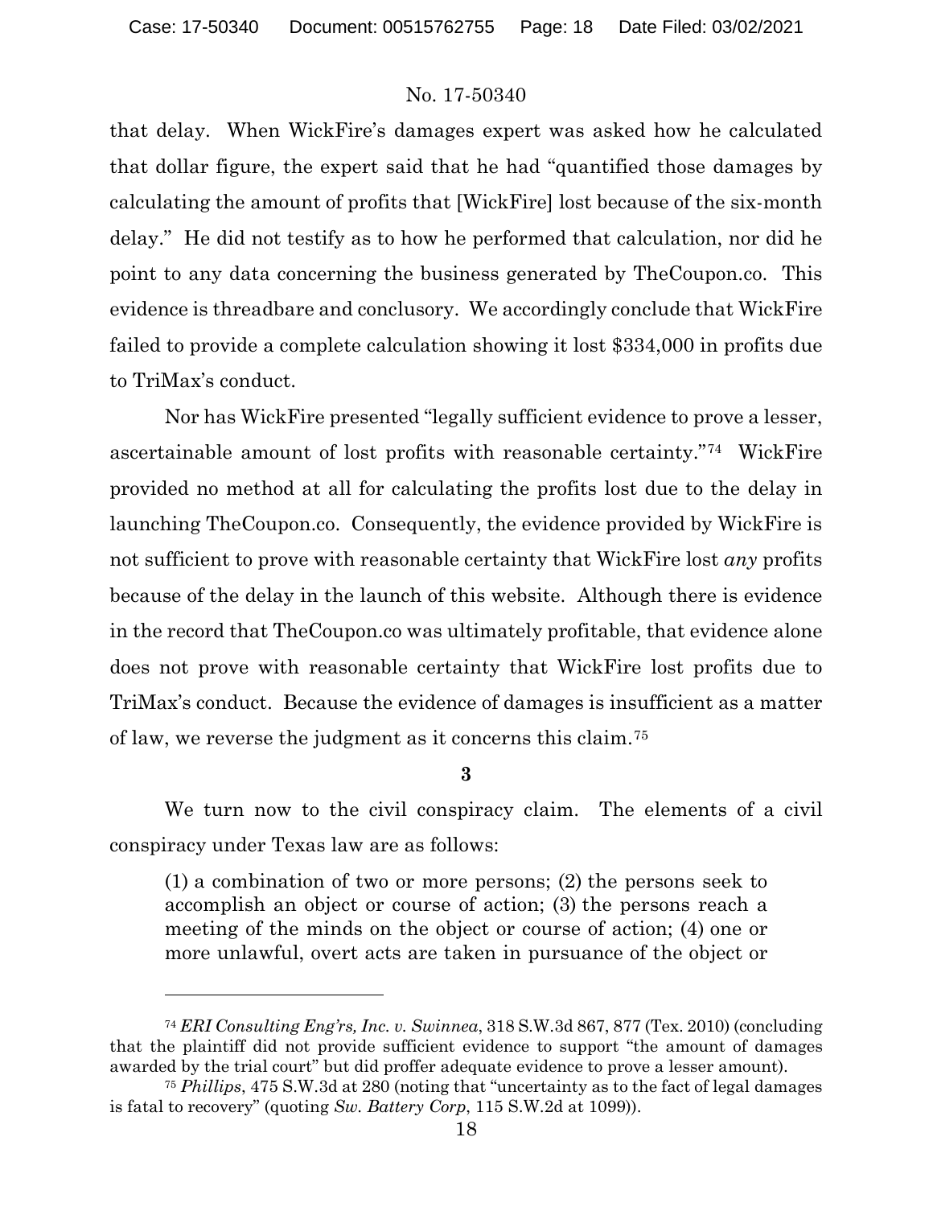that delay. When WickFire's damages expert was asked how he calculated that dollar figure, the expert said that he had "quantified those damages by calculating the amount of profits that [WickFire] lost because of the six-month delay." He did not testify as to how he performed that calculation, nor did he point to any data concerning the business generated by TheCoupon.co. This evidence is threadbare and conclusory. We accordingly conclude that WickFire failed to provide a complete calculation showing it lost $334,000 in profits due to TriMax's conduct.

Nor has WickFire presented "legally sufficient evidence to prove a lesser, ascertainable amount of lost profits with reasonable certainty."[74] WickFire provided no method at all for calculating the profits lost due to the delay in launching TheCoupon.co. Consequently, the evidence provided by WickFire is not sufficient to prove with reasonable certainty that WickFire lost *any* profits because of the delay in the launch of this website. Although there is evidence in the record that TheCoupon.co was ultimately profitable, that evidence alone does not prove with reasonable certainty that WickFire lost profits due to TriMax's conduct. Because the evidence of damages is insufficient as a matter of law, we reverse the judgment as it concerns this claim.[75]

**3**

We turn now to the civil conspiracy claim. The elements of a civil conspiracy under Texas law are as follows:

> (1) a combination of two or more persons; (2) the persons seek to accomplish an object or course of action; (3) the persons reach a meeting of the minds on the object or course of action; (4) one or more unlawful, overt acts are taken in pursuance of the object or

---

[74] *ERI Consulting Eng'rs, Inc. v. Swinnea*, 318 S.W.3d 867, 877 (Tex. 2010) (concluding that the plaintiff did not provide sufficient evidence to support "the amount of damages awarded by the trial court" but did proffer adequate evidence to prove a lesser amount).

[75] *Phillips*, 475 S.W.3d at 280 (noting that "uncertainty as to the fact of legal damages is fatal to recovery" (quoting *Sw. Battery Corp*, 115 S.W.2d at 1099)).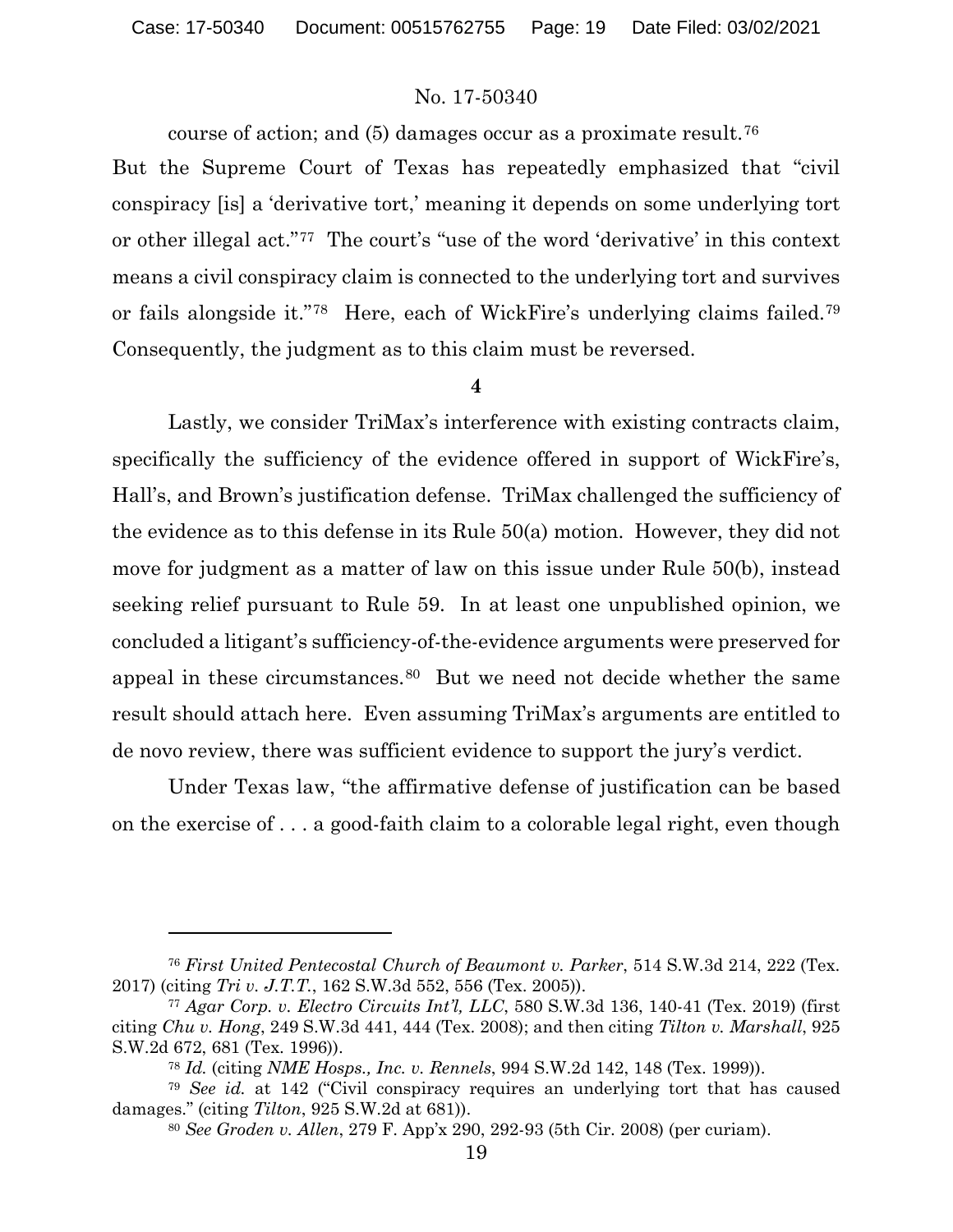course of action; and (5) damages occur as a proximate result.[76]

But the Supreme Court of Texas has repeatedly emphasized that "civil conspiracy [is] a 'derivative tort,' meaning it depends on some underlying tort or other illegal act."[77] The court's "use of the word 'derivative' in this context means a civil conspiracy claim is connected to the underlying tort and survives or fails alongside it."[78] Here, each of WickFire's underlying claims failed.[79] Consequently, the judgment as to this claim must be reversed.

**4**

Lastly, we consider TriMax's interference with existing contracts claim, specifically the sufficiency of the evidence offered in support of WickFire's, Hall's, and Brown's justification defense. TriMax challenged the sufficiency of the evidence as to this defense in its Rule 50(a) motion. However, they did not move for judgment as a matter of law on this issue under Rule 50(b), instead seeking relief pursuant to Rule 59. In at least one unpublished opinion, we concluded a litigant's sufficiency-of-the-evidence arguments were preserved for appeal in these circumstances.[80] But we need not decide whether the same result should attach here. Even assuming TriMax's arguments are entitled to de novo review, there was sufficient evidence to support the jury's verdict.

Under Texas law, "the affirmative defense of justification can be based on the exercise of . . . a good-faith claim to a colorable legal right, even though

---

[76] *First United Pentecostal Church of Beaumont v. Parker*, 514 S.W.3d 214, 222 (Tex. 2017) (citing *Tri v. J.T.T.*, 162 S.W.3d 552, 556 (Tex. 2005)).

[77] *Agar Corp. v. Electro Circuits Int'l, LLC*, 580 S.W.3d 136, 140-41 (Tex. 2019) (first citing *Chu v. Hong*, 249 S.W.3d 441, 444 (Tex. 2008); and then citing *Tilton v. Marshall*, 925 S.W.2d 672, 681 (Tex. 1996)).

[78] *Id.* (citing *NME Hosps., Inc. v. Rennels*, 994 S.W.2d 142, 148 (Tex. 1999)).

[79] *See id.* at 142 ("Civil conspiracy requires an underlying tort that has caused damages." (citing *Tilton*, 925 S.W.2d at 681)).

[80] *See Groden v. Allen*, 279 F. App'x 290, 292-93 (5th Cir. 2008) (per curiam).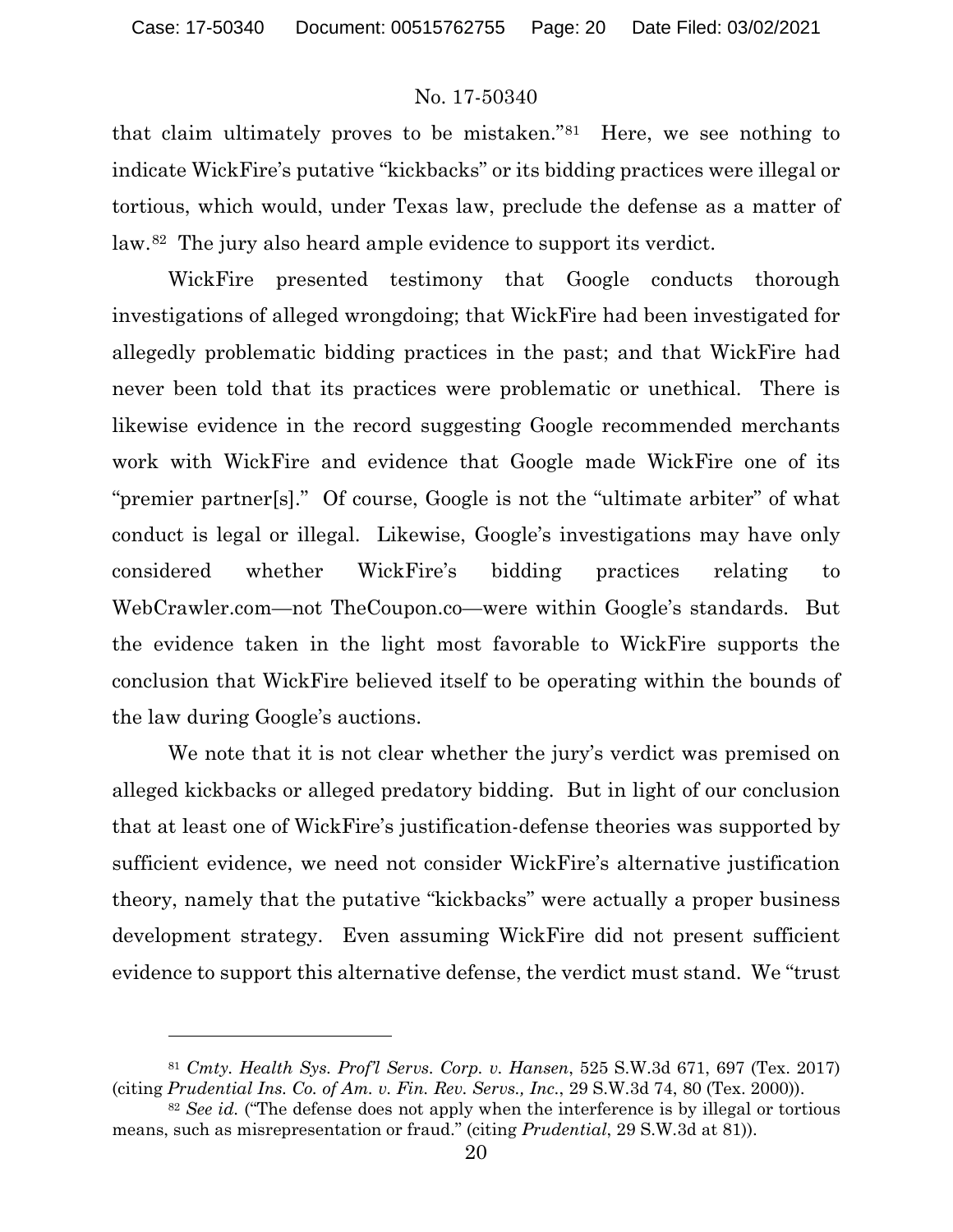that claim ultimately proves to be mistaken."[81] Here, we see nothing to indicate WickFire's putative "kickbacks" or its bidding practices were illegal or tortious, which would, under Texas law, preclude the defense as a matter of law.[82] The jury also heard ample evidence to support its verdict.

WickFire presented testimony that Google conducts thorough investigations of alleged wrongdoing; that WickFire had been investigated for allegedly problematic bidding practices in the past; and that WickFire had never been told that its practices were problematic or unethical. There is likewise evidence in the record suggesting Google recommended merchants work with WickFire and evidence that Google made WickFire one of its "premier partner[s]." Of course, Google is not the "ultimate arbiter" of what conduct is legal or illegal. Likewise, Google's investigations may have only considered whether WickFire's bidding practices relating to WebCrawler.com—not TheCoupon.co—were within Google's standards. But the evidence taken in the light most favorable to WickFire supports the conclusion that WickFire believed itself to be operating within the bounds of the law during Google's auctions.

We note that it is not clear whether the jury's verdict was premised on alleged kickbacks or alleged predatory bidding. But in light of our conclusion that at least one of WickFire's justification-defense theories was supported by sufficient evidence, we need not consider WickFire's alternative justification theory, namely that the putative "kickbacks" were actually a proper business development strategy. Even assuming WickFire did not present sufficient evidence to support this alternative defense, the verdict must stand. We "trust

---

[81] *Cmty. Health Sys. Prof'l Servs. Corp. v. Hansen*, 525 S.W.3d 671, 697 (Tex. 2017) (citing *Prudential Ins. Co. of Am. v. Fin. Rev. Servs., Inc.*, 29 S.W.3d 74, 80 (Tex. 2000)).

[82] *See id.* ("The defense does not apply when the interference is by illegal or tortious means, such as misrepresentation or fraud." (citing *Prudential*, 29 S.W.3d at 81)).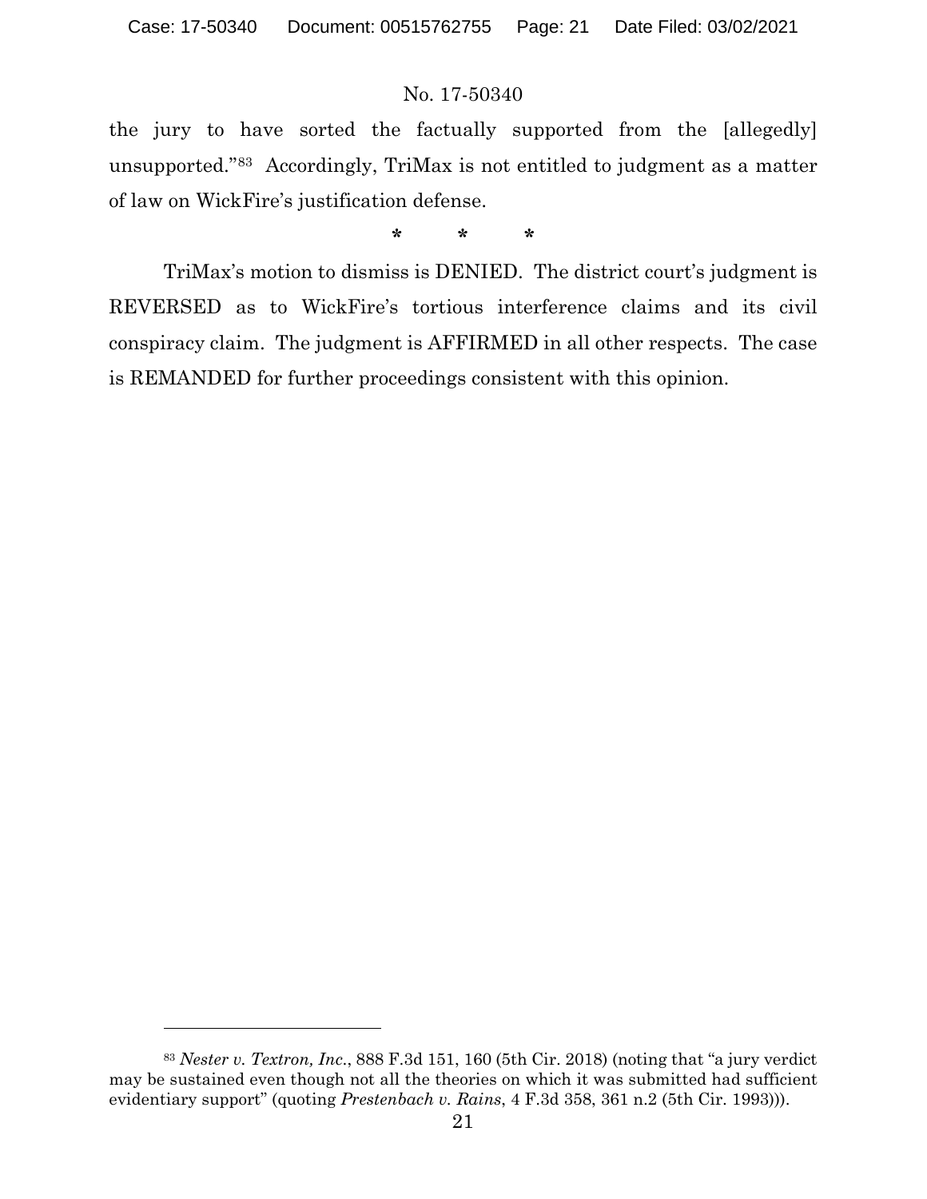the jury to have sorted the factually supported from the [allegedly] unsupported."[83] Accordingly, TriMax is not entitled to judgment as a matter of law on WickFire's justification defense.

\*       \*       \*

TriMax's motion to dismiss is DENIED. The district court's judgment is REVERSED as to WickFire's tortious interference claims and its civil conspiracy claim. The judgment is AFFIRMED in all other respects. The case is REMANDED for further proceedings consistent with this opinion.

---

[83] *Nester v. Textron, Inc.*, 888 F.3d 151, 160 (5th Cir. 2018) (noting that "a jury verdict may be sustained even though not all the theories on which it was submitted had sufficient evidentiary support" (quoting *Prestenbach v. Rains*, 4 F.3d 358, 361 n.2 (5th Cir. 1993))).